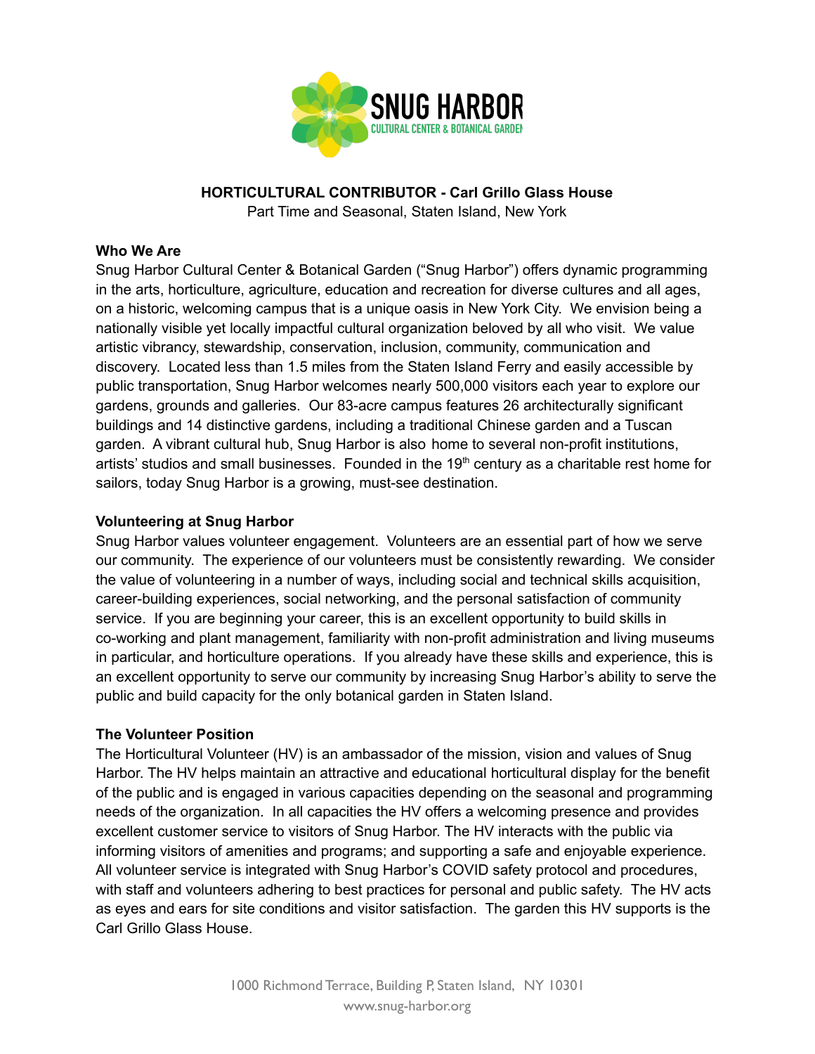SNUG HARBOR
CULTURAL CENTER & BOTANICAL GARDEN

# HORTICULTURAL CONTRIBUTOR - Carl Grillo Glass House

Part Time and Seasonal, Staten Island, New York

## Who We Are

Snug Harbor Cultural Center & Botanical Garden ("Snug Harbor") offers dynamic programming in the arts, horticulture, agriculture, education and recreation for diverse cultures and all ages, on a historic, welcoming campus that is a unique oasis in New York City. We envision being a nationally visible yet locally impactful cultural organization beloved by all who visit. We value artistic vibrancy, stewardship, conservation, inclusion, community, communication and discovery. Located less than 1.5 miles from the Staten Island Ferry and easily accessible by public transportation, Snug Harbor welcomes nearly 500,000 visitors each year to explore our gardens, grounds and galleries. Our 83-acre campus features 26 architecturally significant buildings and 14 distinctive gardens, including a traditional Chinese garden and a Tuscan garden. A vibrant cultural hub, Snug Harbor is also home to several non-profit institutions, artists' studios and small businesses. Founded in the 19th century as a charitable rest home for sailors, today Snug Harbor is a growing, must-see destination.

## Volunteering at Snug Harbor

Snug Harbor values volunteer engagement. Volunteers are an essential part of how we serve our community. The experience of our volunteers must be consistently rewarding. We consider the value of volunteering in a number of ways, including social and technical skills acquisition, career-building experiences, social networking, and the personal satisfaction of community service. If you are beginning your career, this is an excellent opportunity to build skills in co-working and plant management, familiarity with non-profit administration and living museums in particular, and horticulture operations. If you already have these skills and experience, this is an excellent opportunity to serve our community by increasing Snug Harbor's ability to serve the public and build capacity for the only botanical garden in Staten Island.

## The Volunteer Position

The Horticultural Volunteer (HV) is an ambassador of the mission, vision and values of Snug Harbor. The HV helps maintain an attractive and educational horticultural display for the benefit of the public and is engaged in various capacities depending on the seasonal and programming needs of the organization. In all capacities the HV offers a welcoming presence and provides excellent customer service to visitors of Snug Harbor. The HV interacts with the public via informing visitors of amenities and programs; and supporting a safe and enjoyable experience. All volunteer service is integrated with Snug Harbor's COVID safety protocol and procedures, with staff and volunteers adhering to best practices for personal and public safety. The HV acts as eyes and ears for site conditions and visitor satisfaction. The garden this HV supports is the Carl Grillo Glass House.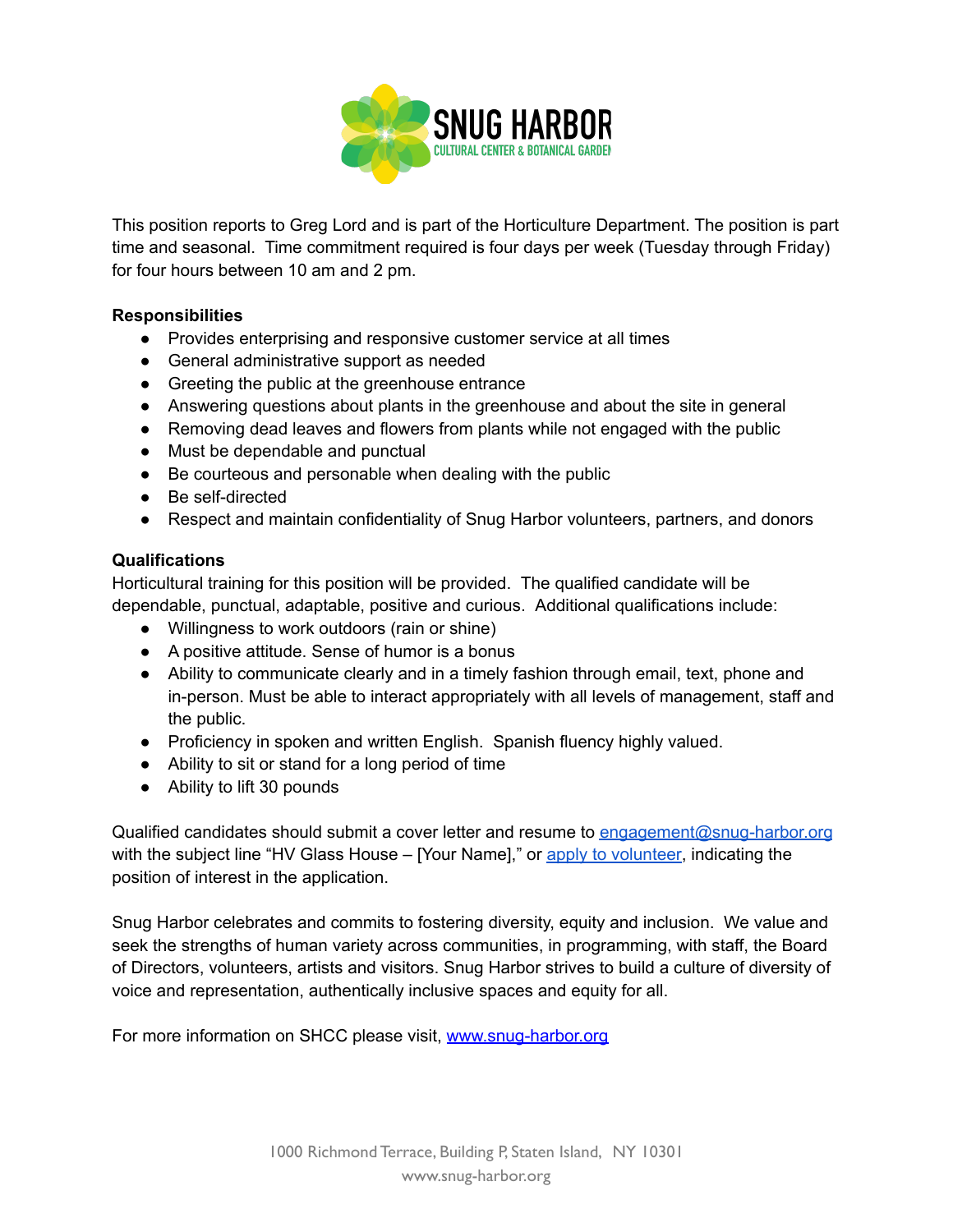This position reports to Greg Lord and is part of the Horticulture Department. The position is part time and seasonal. Time commitment required is four days per week (Tuesday through Friday) for four hours between 10 am and 2 pm.

**Responsibilities**

- Provides enterprising and responsive customer service at all times
- General administrative support as needed
- Greeting the public at the greenhouse entrance
- Answering questions about plants in the greenhouse and about the site in general
- Removing dead leaves and flowers from plants while not engaged with the public
- Must be dependable and punctual
- Be courteous and personable when dealing with the public
- Be self-directed
- Respect and maintain confidentiality of Snug Harbor volunteers, partners, and donors

**Qualifications**

Horticultural training for this position will be provided. The qualified candidate will be dependable, punctual, adaptable, positive and curious. Additional qualifications include:

- Willingness to work outdoors (rain or shine)
- A positive attitude. Sense of humor is a bonus
- Ability to communicate clearly and in a timely fashion through email, text, phone and in-person. Must be able to interact appropriately with all levels of management, staff and the public.
- Proficiency in spoken and written English. Spanish fluency highly valued.
- Ability to sit or stand for a long period of time
- Ability to lift 30 pounds

Qualified candidates should submit a cover letter and resume to engagement@snug-harbor.org with the subject line "HV Glass House – [Your Name]," or apply to volunteer, indicating the position of interest in the application.

Snug Harbor celebrates and commits to fostering diversity, equity and inclusion. We value and seek the strengths of human variety across communities, in programming, with staff, the Board of Directors, volunteers, artists and visitors. Snug Harbor strives to build a culture of diversity of voice and representation, authentically inclusive spaces and equity for all.

For more information on SHCC please visit, www.snug-harbor.org